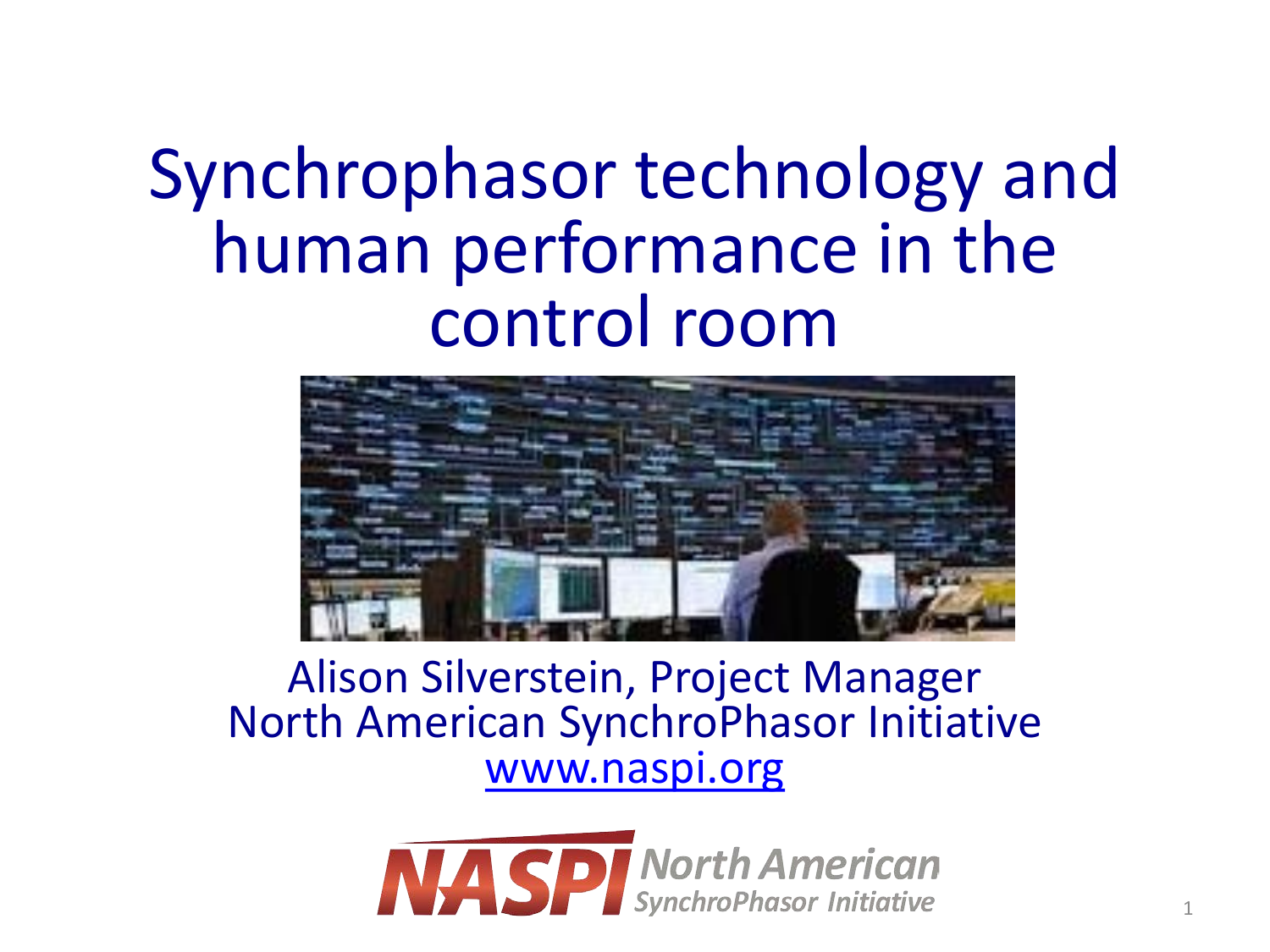# Synchrophasor technology and human performance in the control room

Alison Silverstein, Project Manager
North American SynchroPhasor Initiative
www.naspi.org

NASPI North American SynchroPhasor Initiative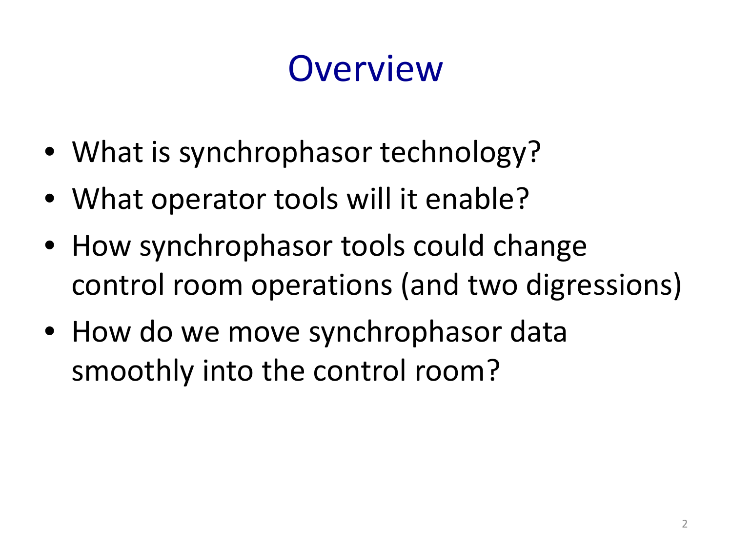# Overview

- What is synchrophasor technology?
- What operator tools will it enable?
- How synchrophasor tools could change control room operations (and two digressions)
- How do we move synchrophasor data smoothly into the control room?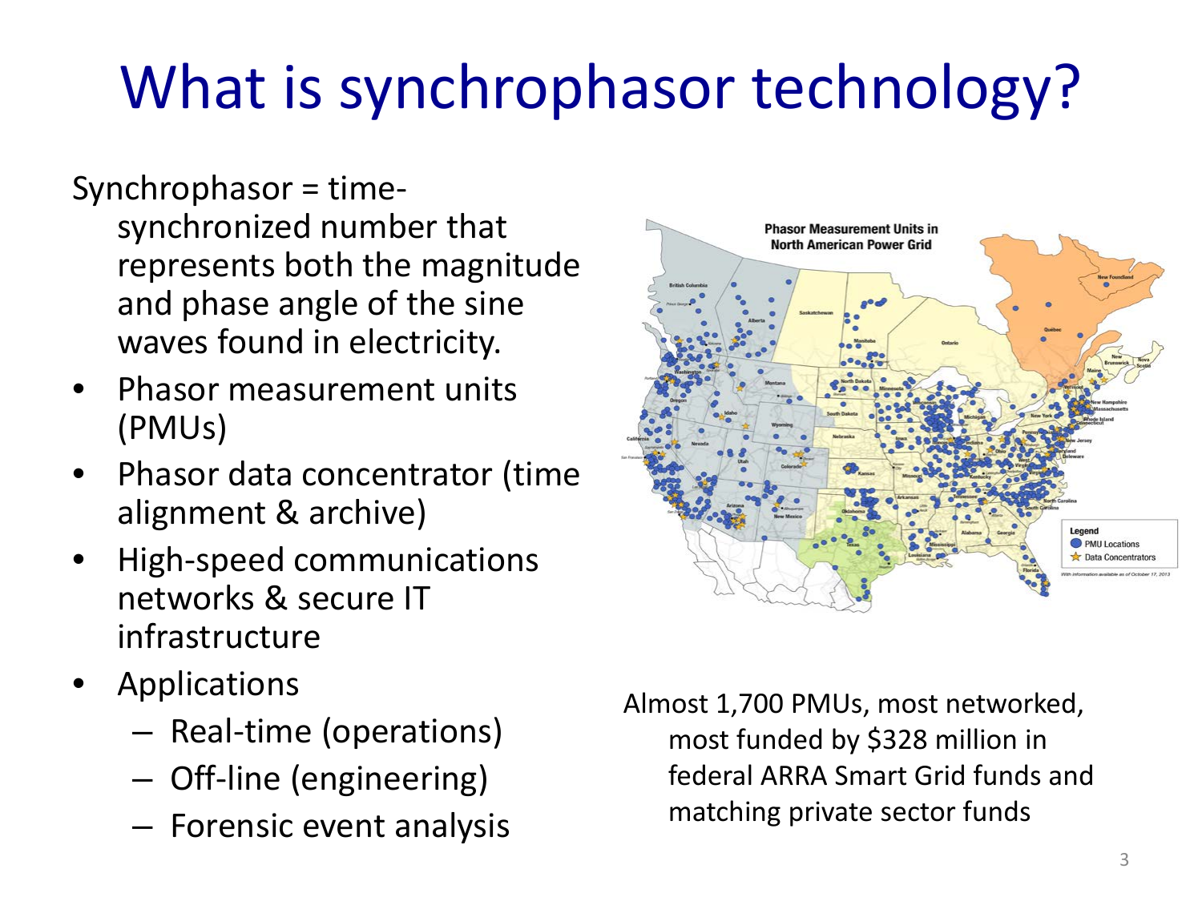# What is synchrophasor technology?

Synchrophasor = time-synchronized number that represents both the magnitude and phase angle of the sine waves found in electricity.

- Phasor measurement units (PMUs)
- Phasor data concentrator (time alignment & archive)
- High-speed communications networks & secure IT infrastructure
- Applications
  - Real-time (operations)
  - Off-line (engineering)
  - Forensic event analysis

Almost 1,700 PMUs, most networked, most funded by $328 million in federal ARRA Smart Grid funds and matching private sector funds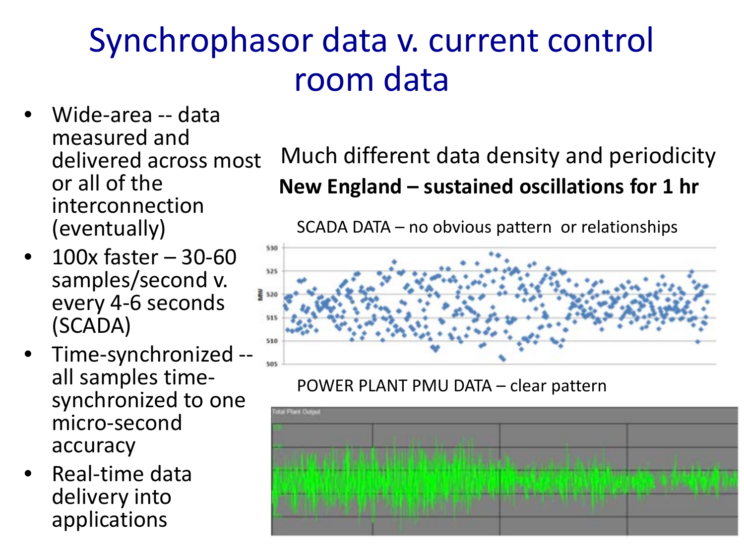# Synchrophasor data v. current control room data

- Wide-area -- data measured and delivered across most or all of the interconnection (eventually)
- 100x faster – 30-60 samples/second v. every 4-6 seconds (SCADA)
- Time-synchronized -- all samples time-synchronized to one micro-second accuracy
- Real-time data delivery into applications

Much different data density and periodicity

**New England – sustained oscillations for 1 hr**

SCADA DATA – no obvious pattern or relationships

POWER PLANT PMU DATA – clear pattern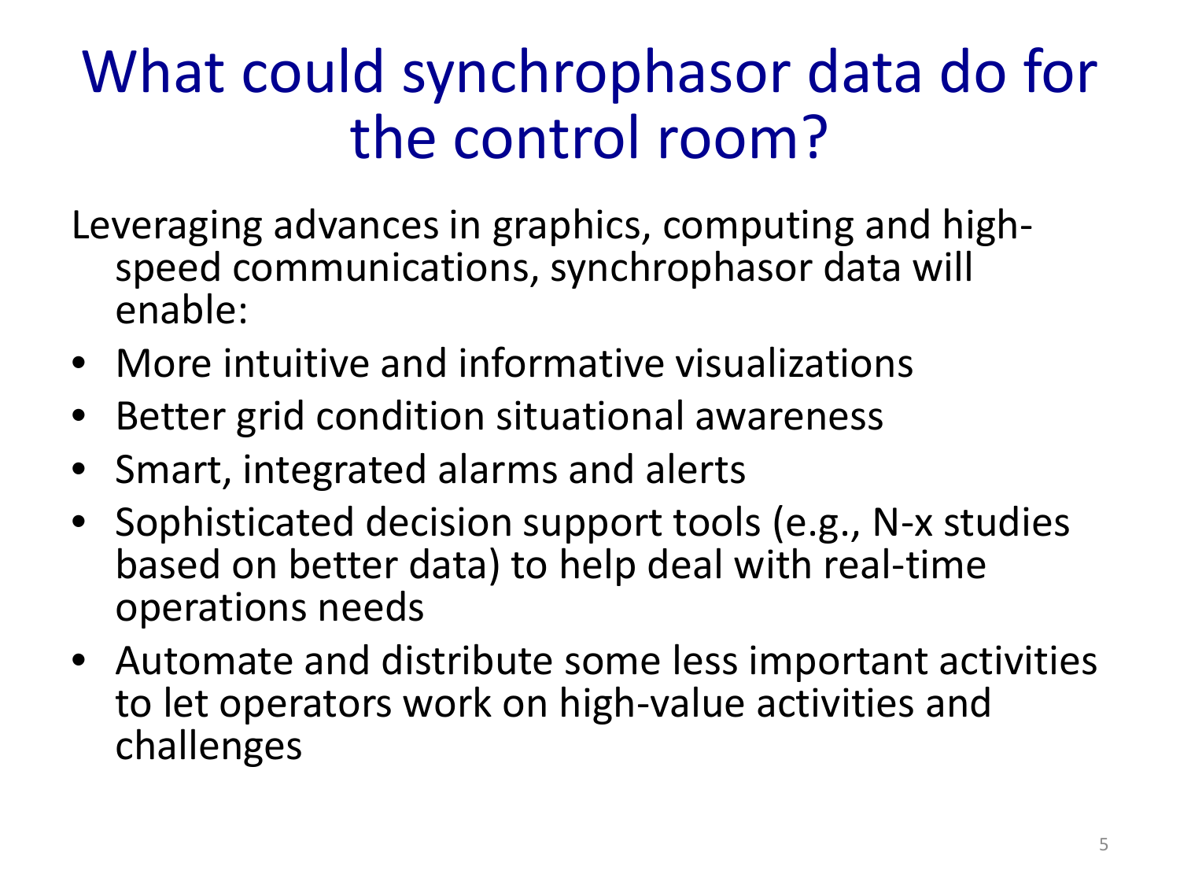# What could synchrophasor data do for the control room?

Leveraging advances in graphics, computing and high-speed communications, synchrophasor data will enable:

- More intuitive and informative visualizations
- Better grid condition situational awareness
- Smart, integrated alarms and alerts
- Sophisticated decision support tools (e.g., N-x studies based on better data) to help deal with real-time operations needs
- Automate and distribute some less important activities to let operators work on high-value activities and challenges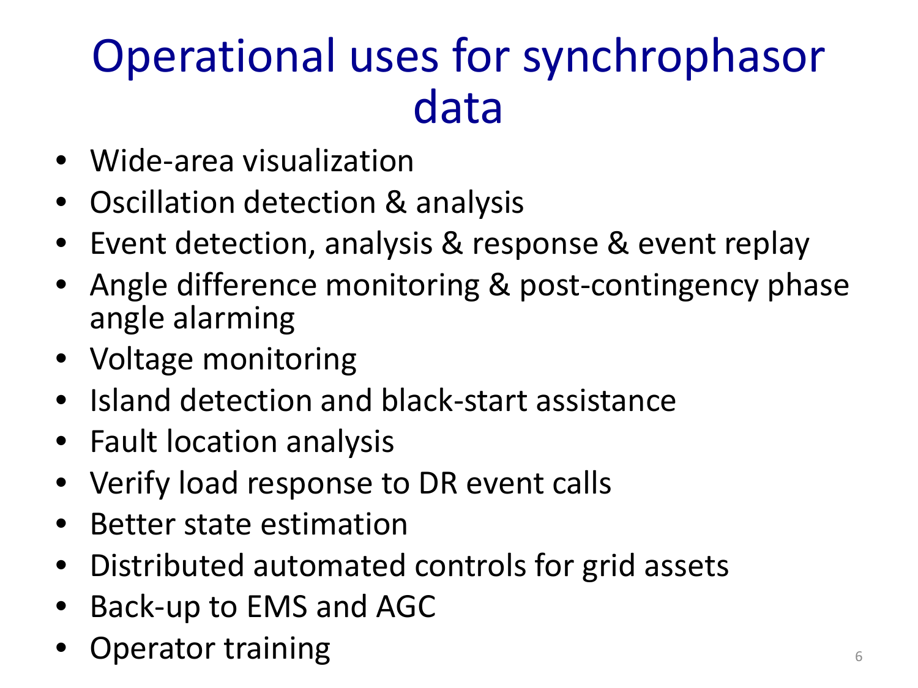# Operational uses for synchrophasor data

- Wide-area visualization
- Oscillation detection & analysis
- Event detection, analysis & response & event replay
- Angle difference monitoring & post-contingency phase angle alarming
- Voltage monitoring
- Island detection and black-start assistance
- Fault location analysis
- Verify load response to DR event calls
- Better state estimation
- Distributed automated controls for grid assets
- Back-up to EMS and AGC
- Operator training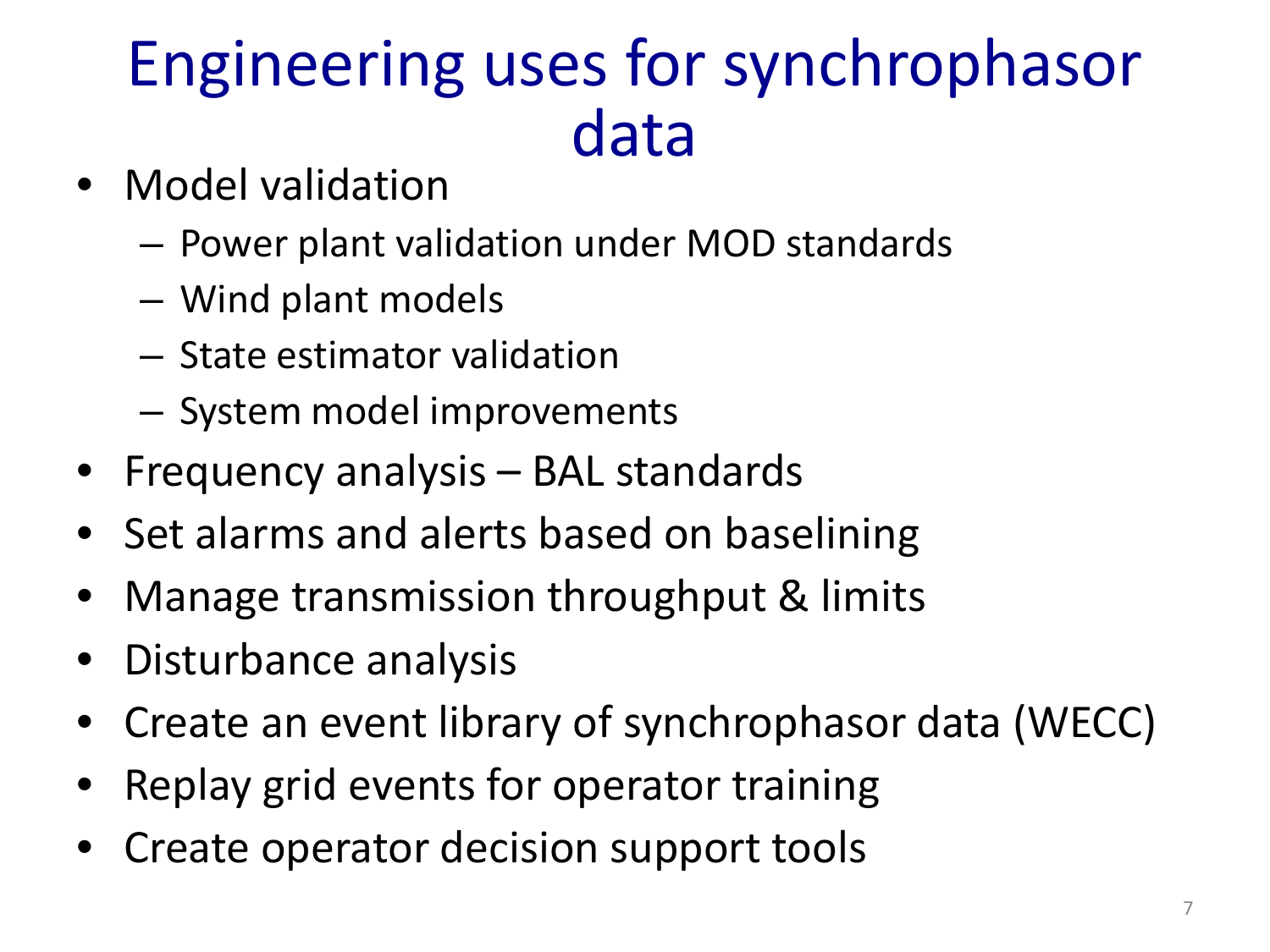# Engineering uses for synchrophasor data

- Model validation
  - Power plant validation under MOD standards
  - Wind plant models
  - State estimator validation
  - System model improvements
- Frequency analysis – BAL standards
- Set alarms and alerts based on baselining
- Manage transmission throughput & limits
- Disturbance analysis
- Create an event library of synchrophasor data (WECC)
- Replay grid events for operator training
- Create operator decision support tools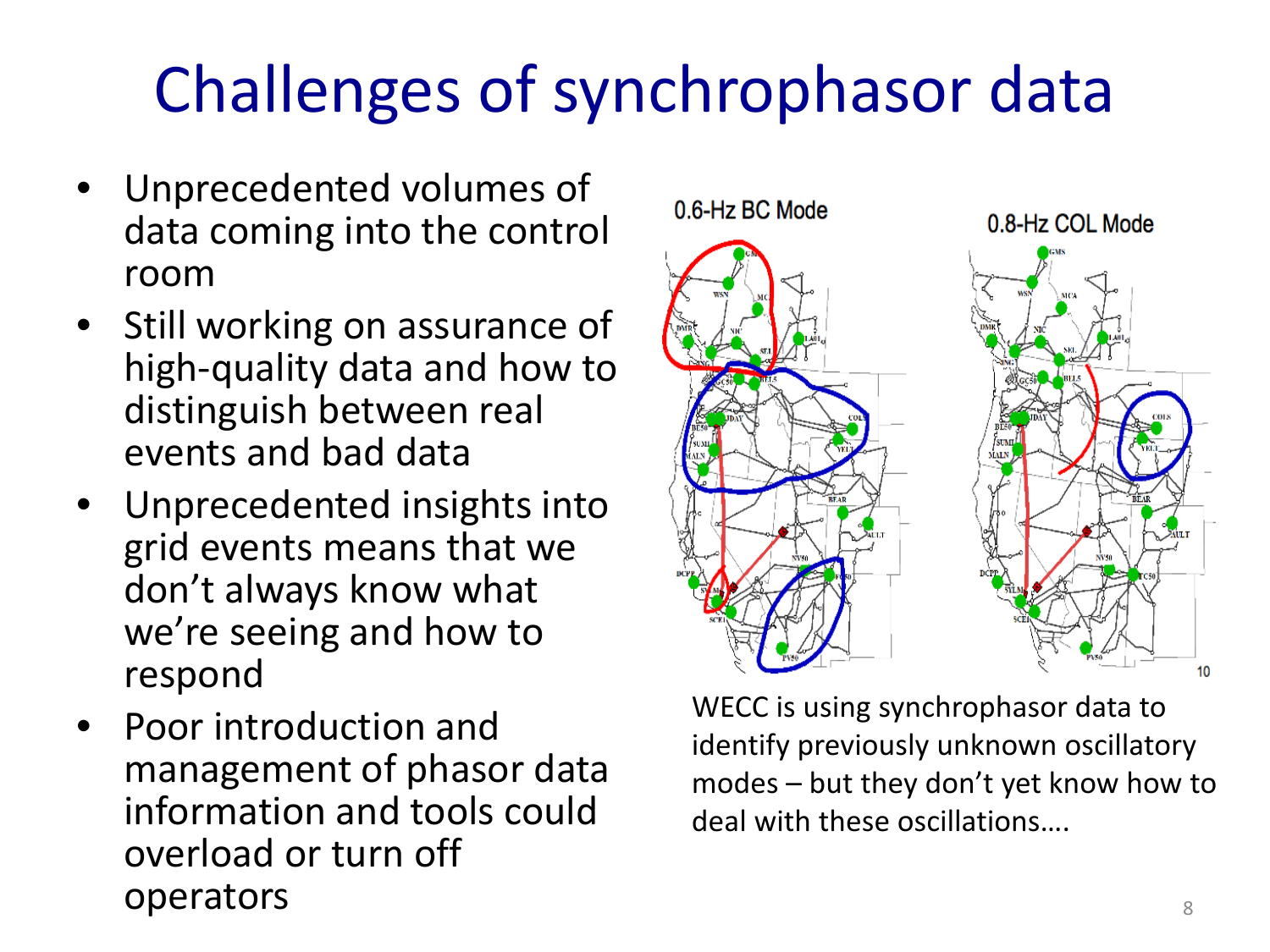# Challenges of synchrophasor data

- Unprecedented volumes of data coming into the control room
- Still working on assurance of high-quality data and how to distinguish between real events and bad data
- Unprecedented insights into grid events means that we don't always know what we're seeing and how to respond
- Poor introduction and management of phasor data information and tools could overload or turn off operators

WECC is using synchrophasor data to identify previously unknown oscillatory modes – but they don't yet know how to deal with these oscillations….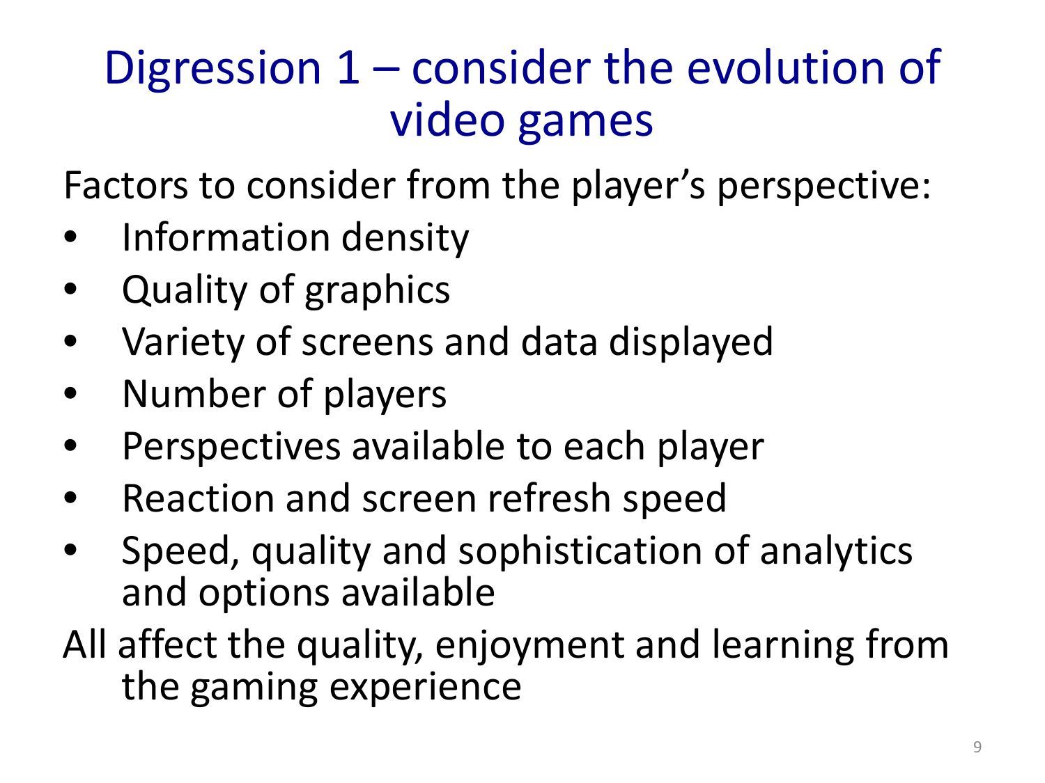# Digression 1 – consider the evolution of video games

Factors to consider from the player's perspective:

- Information density
- Quality of graphics
- Variety of screens and data displayed
- Number of players
- Perspectives available to each player
- Reaction and screen refresh speed
- Speed, quality and sophistication of analytics and options available

All affect the quality, enjoyment and learning from the gaming experience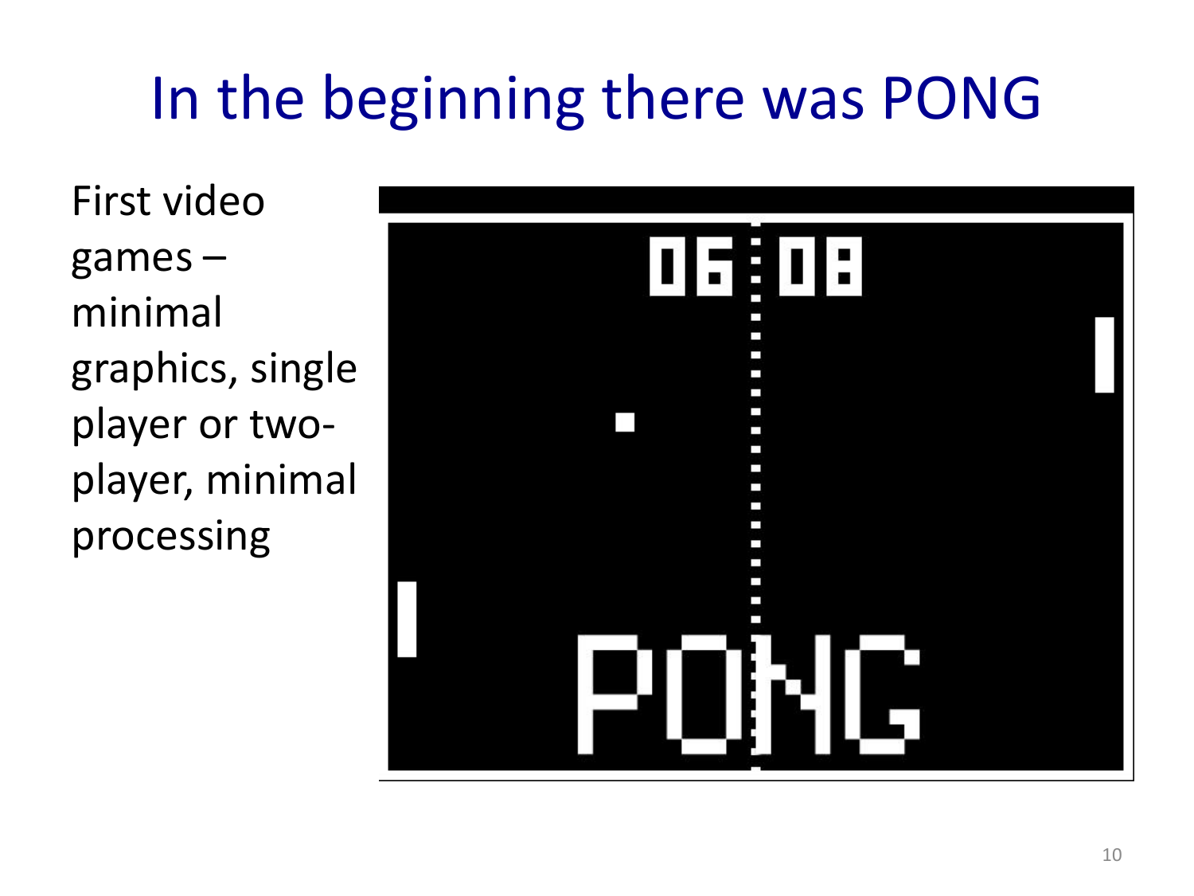# In the beginning there was PONG

First video games – minimal graphics, single player or two-player, minimal processing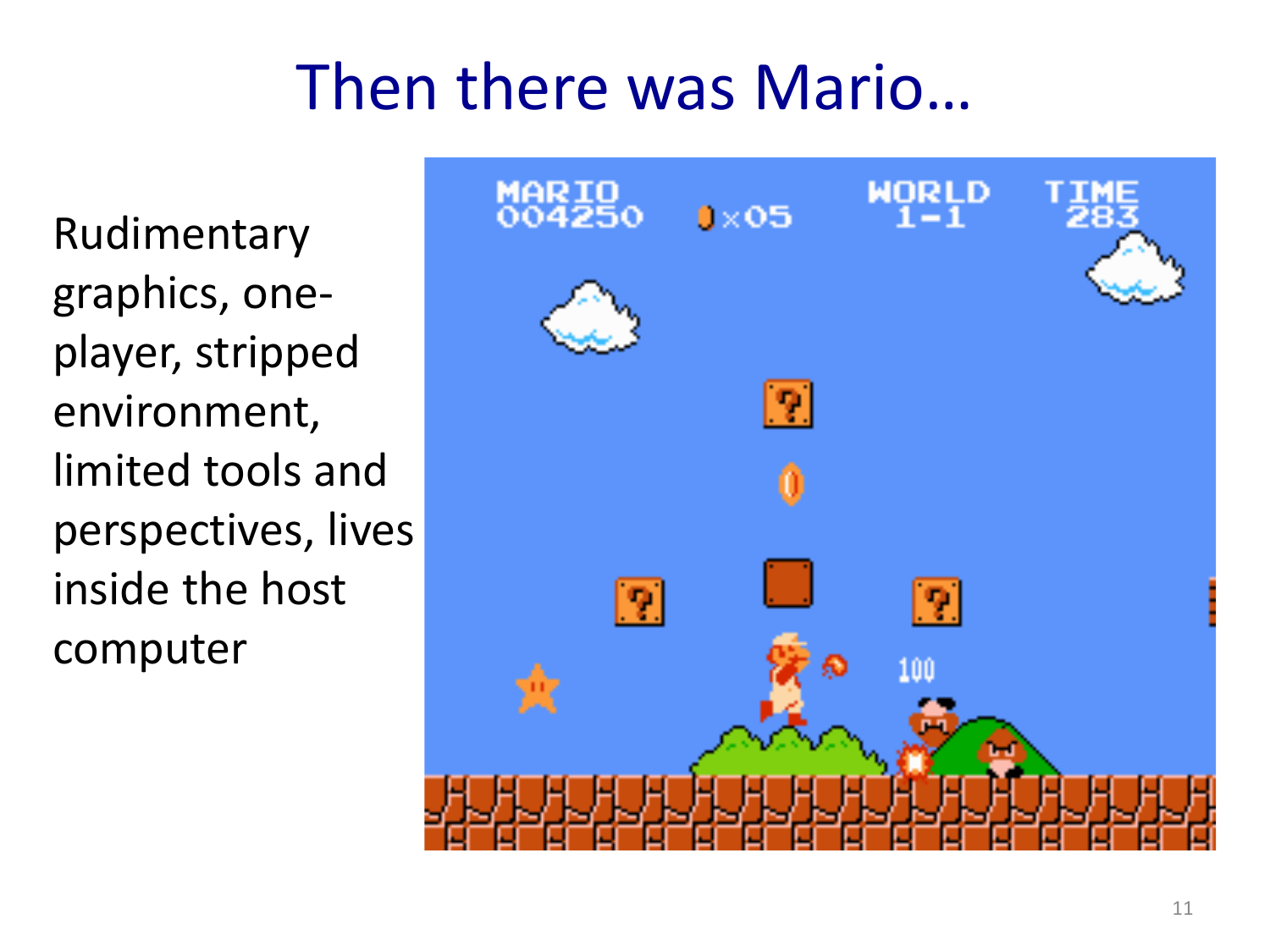# Then there was Mario…

Rudimentary graphics, one-player, stripped environment, limited tools and perspectives, lives inside the host computer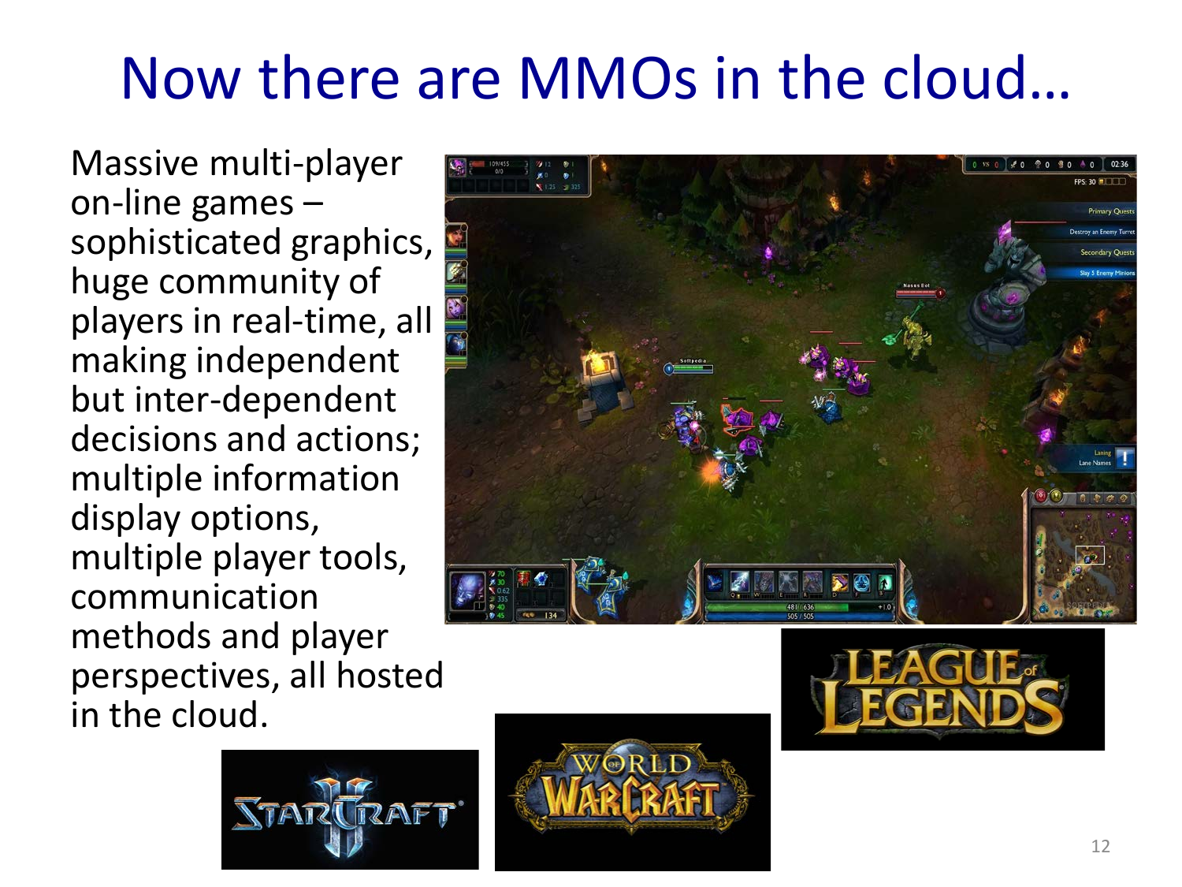# Now there are MMOs in the cloud…

Massive multi-player on-line games – sophisticated graphics, huge community of players in real-time, all making independent but inter-dependent decisions and actions; multiple information display options, multiple player tools, communication methods and player perspectives, all hosted in the cloud.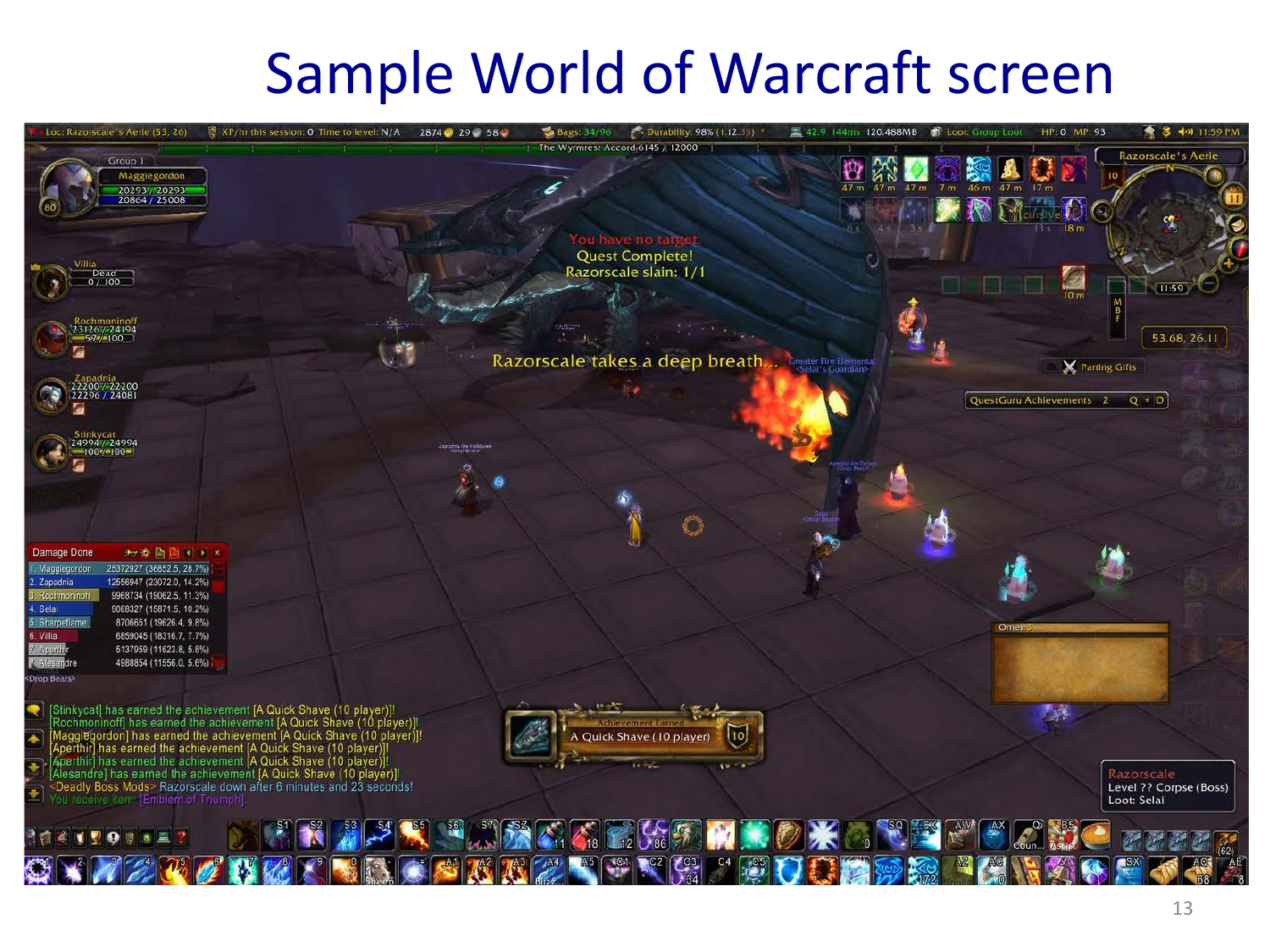# Sample World of Warcraft screen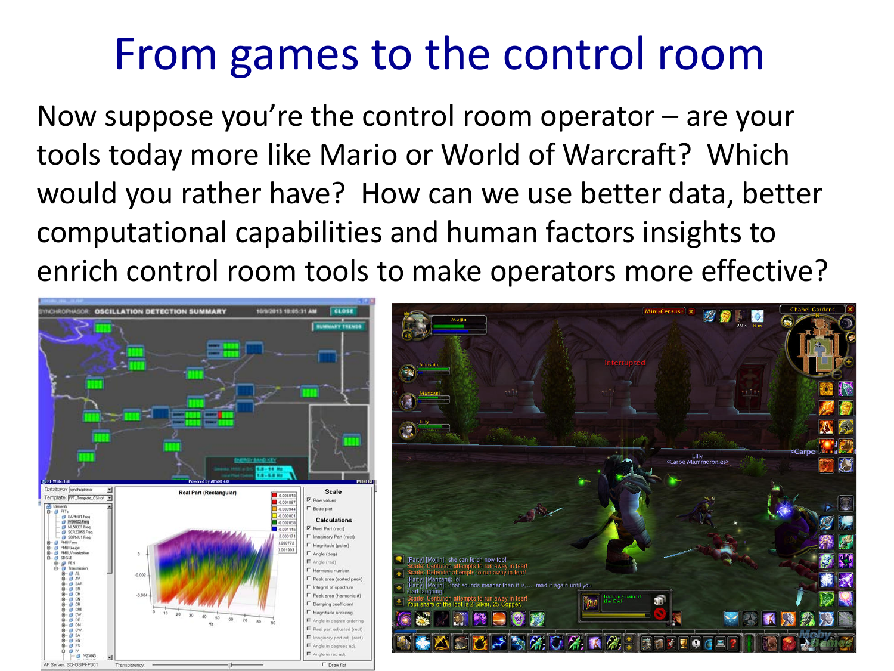# From games to the control room

Now suppose you're the control room operator – are your tools today more like Mario or World of Warcraft? Which would you rather have? How can we use better data, better computational capabilities and human factors insights to enrich control room tools to make operators more effective?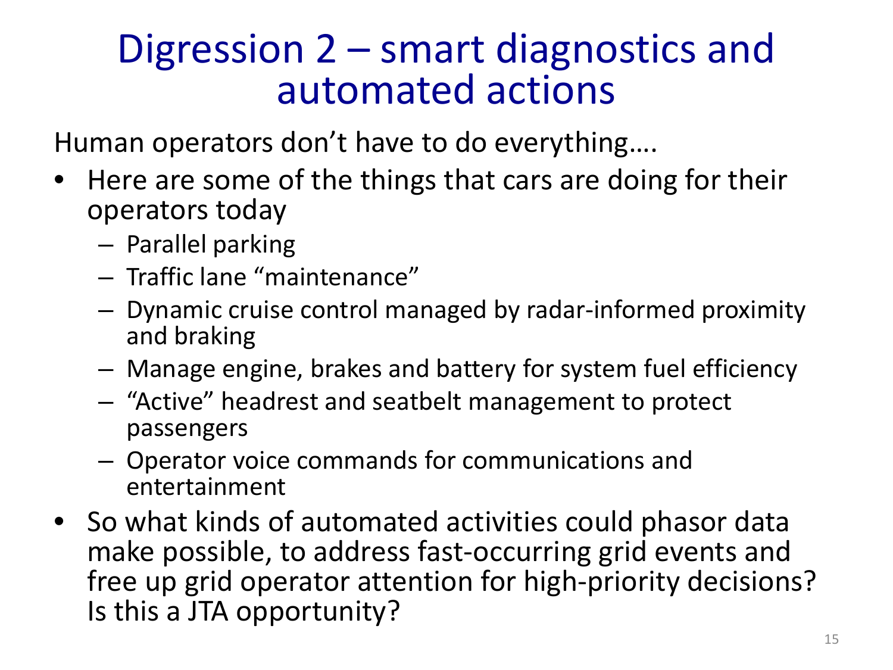# Digression 2 – smart diagnostics and automated actions

Human operators don't have to do everything….

- Here are some of the things that cars are doing for their operators today
  - Parallel parking
  - Traffic lane "maintenance"
  - Dynamic cruise control managed by radar-informed proximity and braking
  - Manage engine, brakes and battery for system fuel efficiency
  - "Active" headrest and seatbelt management to protect passengers
  - Operator voice commands for communications and entertainment
- So what kinds of automated activities could phasor data make possible, to address fast-occurring grid events and free up grid operator attention for high-priority decisions? Is this a JTA opportunity?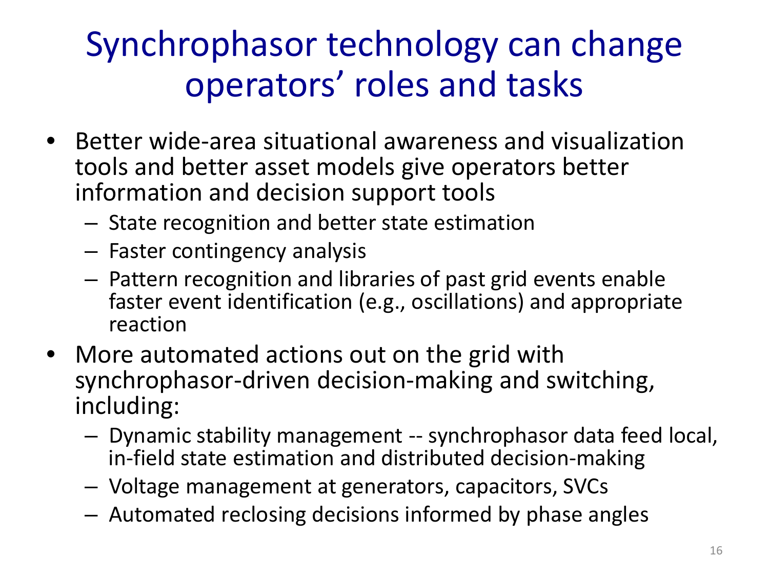# Synchrophasor technology can change operators' roles and tasks

- Better wide-area situational awareness and visualization tools and better asset models give operators better information and decision support tools
  - State recognition and better state estimation
  - Faster contingency analysis
  - Pattern recognition and libraries of past grid events enable faster event identification (e.g., oscillations) and appropriate reaction
- More automated actions out on the grid with synchrophasor-driven decision-making and switching, including:
  - Dynamic stability management -- synchrophasor data feed local, in-field state estimation and distributed decision-making
  - Voltage management at generators, capacitors, SVCs
  - Automated reclosing decisions informed by phase angles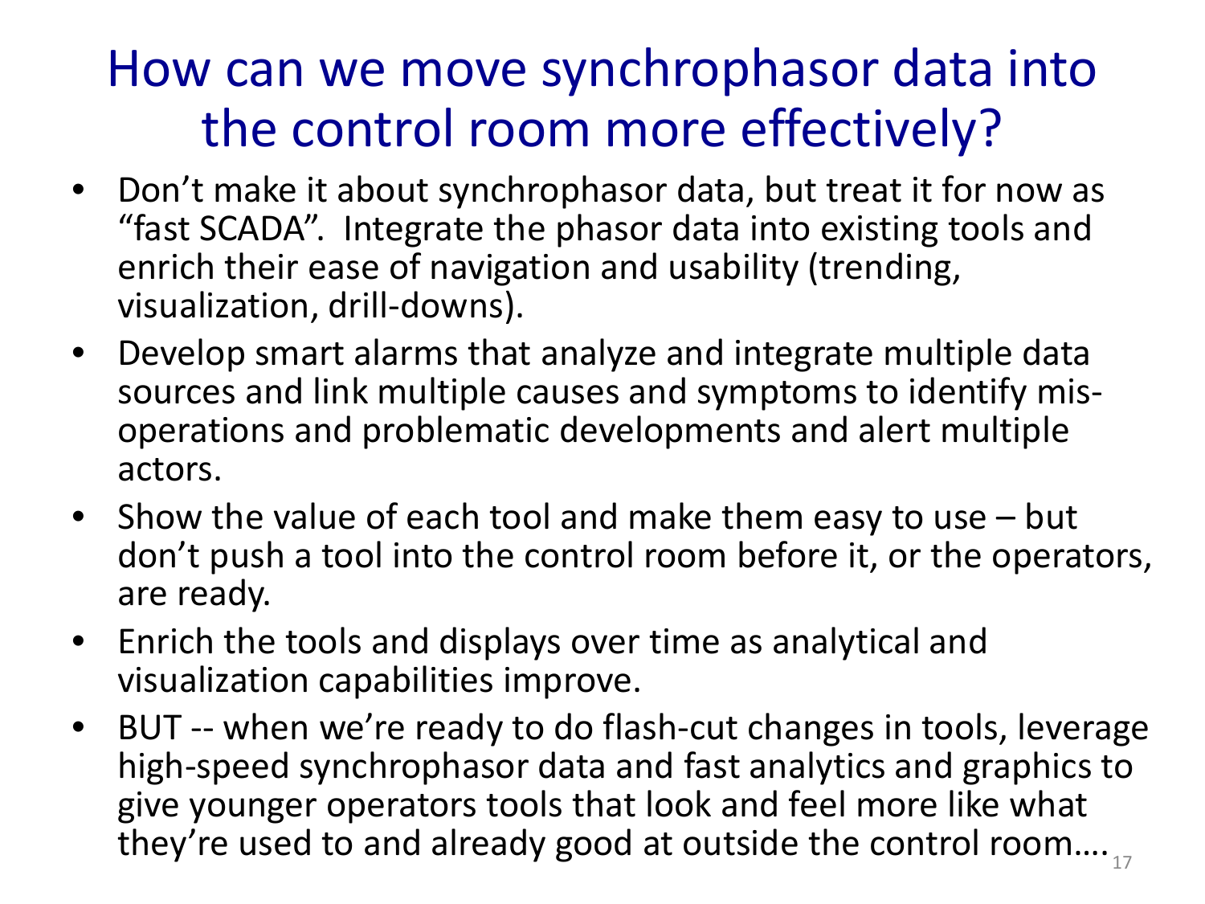# How can we move synchrophasor data into the control room more effectively?

- Don't make it about synchrophasor data, but treat it for now as "fast SCADA". Integrate the phasor data into existing tools and enrich their ease of navigation and usability (trending, visualization, drill-downs).
- Develop smart alarms that analyze and integrate multiple data sources and link multiple causes and symptoms to identify mis-operations and problematic developments and alert multiple actors.
- Show the value of each tool and make them easy to use – but don't push a tool into the control room before it, or the operators, are ready.
- Enrich the tools and displays over time as analytical and visualization capabilities improve.
- BUT -- when we're ready to do flash-cut changes in tools, leverage high-speed synchrophasor data and fast analytics and graphics to give younger operators tools that look and feel more like what they're used to and already good at outside the control room….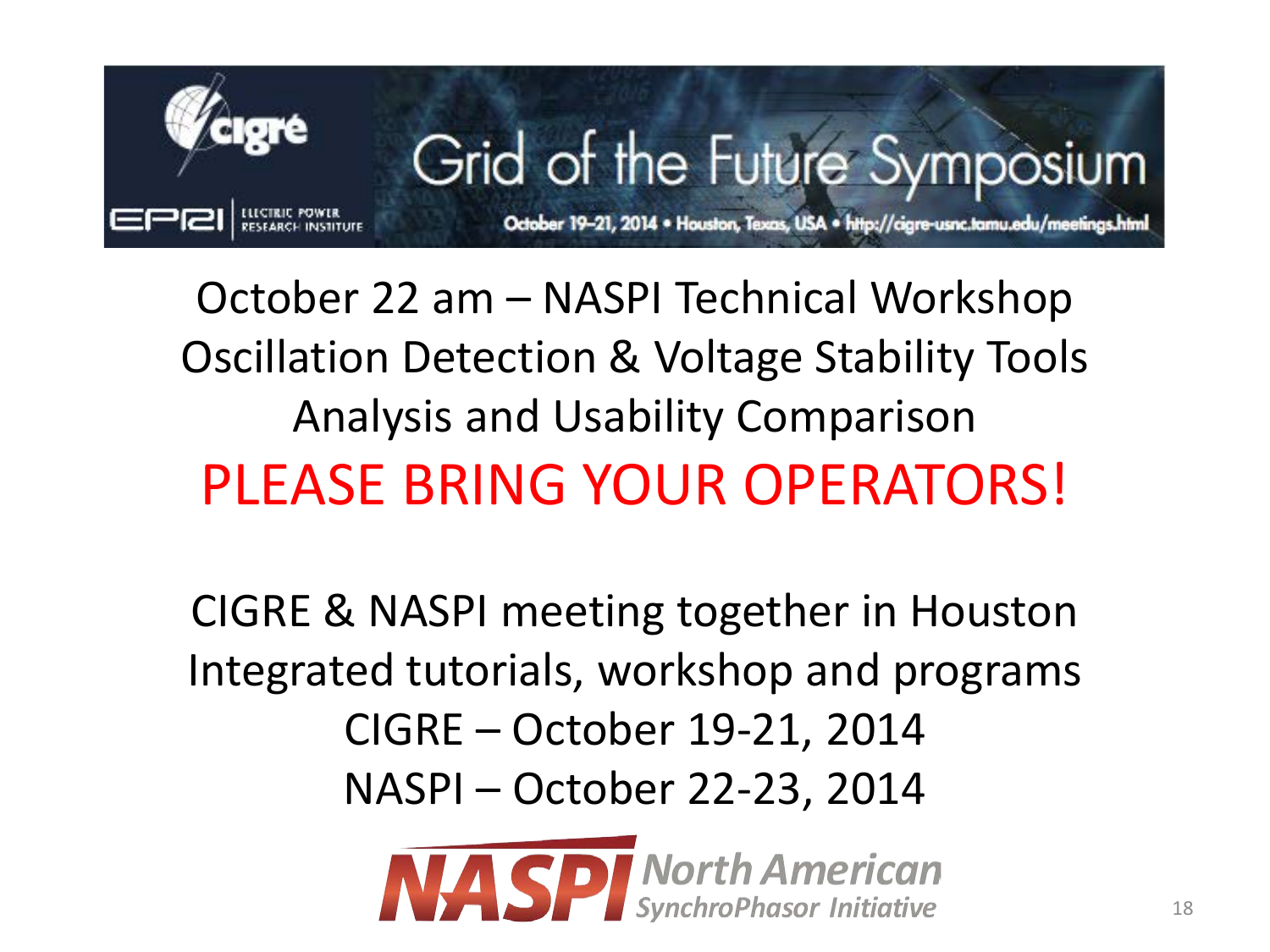# Grid of the Future Symposium

October 19–21, 2014 • Houston, Texas, USA • http://cigre-usnc.tamu.edu/meetings.html

October 22 am – NASPI Technical Workshop
Oscillation Detection & Voltage Stability Tools
Analysis and Usability Comparison

**PLEASE BRING YOUR OPERATORS!**

CIGRE & NASPI meeting together in Houston
Integrated tutorials, workshop and programs
CIGRE – October 19-21, 2014
NASPI – October 22-23, 2014

NASPI North American SynchroPhasor Initiative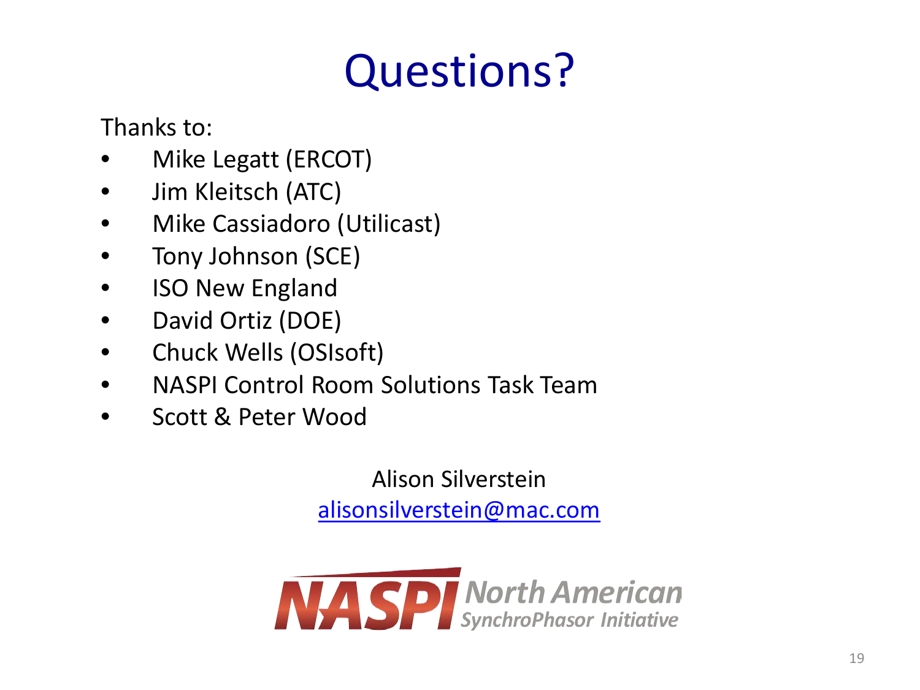# Questions?

Thanks to:

- Mike Legatt (ERCOT)
- Jim Kleitsch (ATC)
- Mike Cassiadoro (Utilicast)
- Tony Johnson (SCE)
- ISO New England
- David Ortiz (DOE)
- Chuck Wells (OSIsoft)
- NASPI Control Room Solutions Task Team
- Scott & Peter Wood

Alison Silverstein
alisonsilverstein@mac.com

NASPI North American SynchroPhasor Initiative